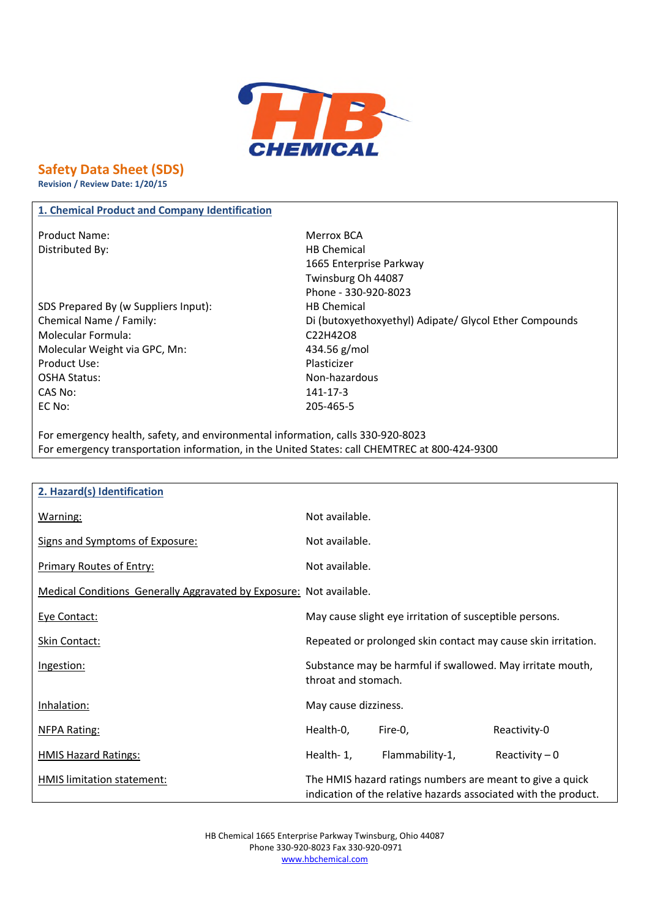HB CHEMICAL

# Safety Data Sheet (SDS)

**Revision / Review Date: 1/20/15**

## 1. Chemical Product and Company Identification

| | |
|---|---|
| Product Name: | Merrox BCA |
| Distributed By: | HB Chemical<br>1665 Enterprise Parkway<br>Twinsburg Oh 44087<br>Phone - 330-920-8023 |
| SDS Prepared By (w Suppliers Input): | HB Chemical |
| Chemical Name / Family: | Di (butoxyethoxyethyl) Adipate/ Glycol Ether Compounds |
| Molecular Formula: | $C_{22}H_{42}O_8$ |
| Molecular Weight via GPC, Mn: | 434.56 g/mol |
| Product Use: | Plasticizer |
| OSHA Status: | Non-hazardous |
| CAS No: | 141-17-3 |
| EC No: | 205-465-5 |

For emergency health, safety, and environmental information, calls 330-920-8023
For emergency transportation information, in the United States: call CHEMTREC at 800-424-9300

## 2. Hazard(s) Identification

| | |
|---|---|
| Warning: | Not available. |
| Signs and Symptoms of Exposure: | Not available. |
| Primary Routes of Entry: | Not available. |
| Medical Conditions Generally Aggravated by Exposure: | Not available. |
| Eye Contact: | May cause slight eye irritation of susceptible persons. |
| Skin Contact: | Repeated or prolonged skin contact may cause skin irritation. |
| Ingestion: | Substance may be harmful if swallowed. May irritate mouth, throat and stomach. |
| Inhalation: | May cause dizziness. |
| NFPA Rating: | Health-0, Fire-0, Reactivity-0 |
| HMIS Hazard Ratings: | Health- 1, Flammability-1, Reactivity – 0 |
| HMIS limitation statement: | The HMIS hazard ratings numbers are meant to give a quick indication of the relative hazards associated with the product. |

HB Chemical 1665 Enterprise Parkway Twinsburg, Ohio 44087
Phone 330-920-8023 Fax 330-920-0971
www.hbchemical.com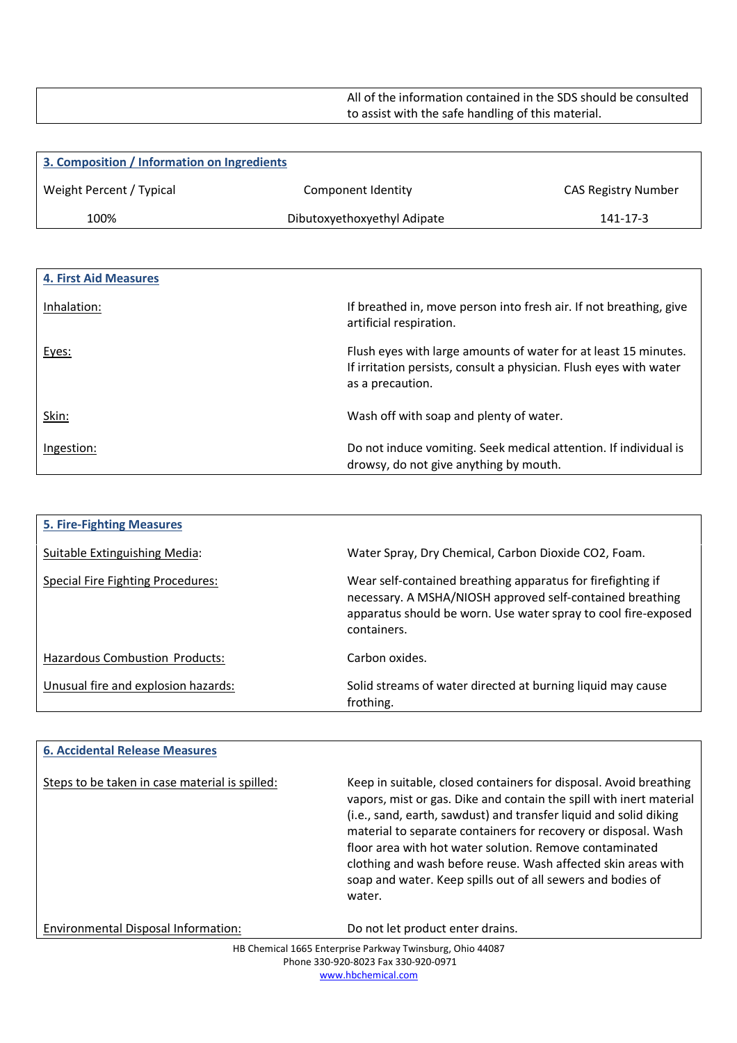All of the information contained in the SDS should be consulted to assist with the safe handling of this material.

## 3. Composition / Information on Ingredients

| Weight Percent / Typical | Component Identity | CAS Registry Number |
|---|---|---|
| 100% | Dibutoxyethoxyethyl Adipate | 141-17-3 |

## 4. First Aid Measures

| | |
|---|---|
| Inhalation: | If breathed in, move person into fresh air. If not breathing, give artificial respiration. |
| Eyes: | Flush eyes with large amounts of water for at least 15 minutes. If irritation persists, consult a physician. Flush eyes with water as a precaution. |
| Skin: | Wash off with soap and plenty of water. |
| Ingestion: | Do not induce vomiting. Seek medical attention. If individual is drowsy, do not give anything by mouth. |

## 5. Fire-Fighting Measures

| | |
|---|---|
| Suitable Extinguishing Media: | Water Spray, Dry Chemical, Carbon Dioxide $CO_2$, Foam. |
| Special Fire Fighting Procedures: | Wear self-contained breathing apparatus for firefighting if necessary. A MSHA/NIOSH approved self-contained breathing apparatus should be worn. Use water spray to cool fire-exposed containers. |
| Hazardous Combustion Products: | Carbon oxides. |
| Unusual fire and explosion hazards: | Solid streams of water directed at burning liquid may cause frothing. |

## 6. Accidental Release Measures

| | |
|---|---|
| Steps to be taken in case material is spilled: | Keep in suitable, closed containers for disposal. Avoid breathing vapors, mist or gas. Dike and contain the spill with inert material (i.e., sand, earth, sawdust) and transfer liquid and solid diking material to separate containers for recovery or disposal. Wash floor area with hot water solution. Remove contaminated clothing and wash before reuse. Wash affected skin areas with soap and water. Keep spills out of all sewers and bodies of water. |
| Environmental Disposal Information: | Do not let product enter drains. |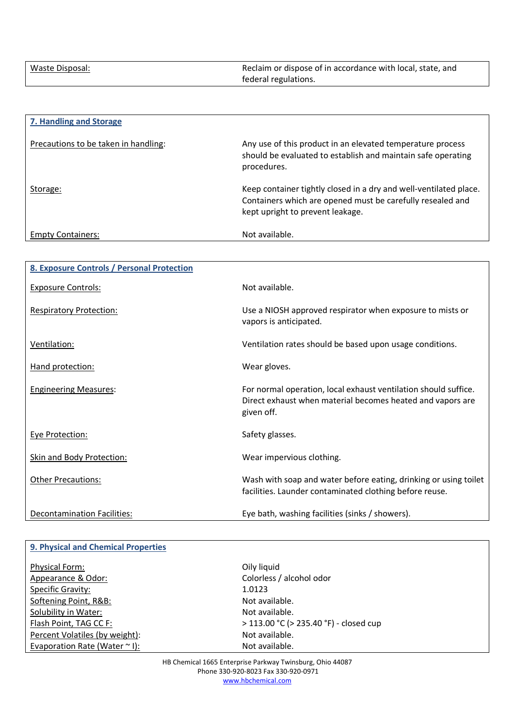| | |
|---|---|
| Waste Disposal: | Reclaim or dispose of in accordance with local, state, and federal regulations. |

## 7. Handling and Storage

| | |
|---|---|
| Precautions to be taken in handling: | Any use of this product in an elevated temperature process should be evaluated to establish and maintain safe operating procedures. |
| Storage: | Keep container tightly closed in a dry and well-ventilated place. Containers which are opened must be carefully resealed and kept upright to prevent leakage. |
| Empty Containers: | Not available. |

## 8. Exposure Controls / Personal Protection

| | |
|---|---|
| Exposure Controls: | Not available. |
| Respiratory Protection: | Use a NIOSH approved respirator when exposure to mists or vapors is anticipated. |
| Ventilation: | Ventilation rates should be based upon usage conditions. |
| Hand protection: | Wear gloves. |
| Engineering Measures: | For normal operation, local exhaust ventilation should suffice. Direct exhaust when material becomes heated and vapors are given off. |
| Eye Protection: | Safety glasses. |
| Skin and Body Protection: | Wear impervious clothing. |
| Other Precautions: | Wash with soap and water before eating, drinking or using toilet facilities. Launder contaminated clothing before reuse. |
| Decontamination Facilities: | Eye bath, washing facilities (sinks / showers). |

## 9. Physical and Chemical Properties

| | |
|---|---|
| Physical Form: | Oily liquid |
| Appearance & Odor: | Colorless / alcohol odor |
| Specific Gravity: | 1.0123 |
| Softening Point, R&B: | Not available. |
| Solubility in Water: | Not available. |
| Flash Point, TAG CC F: | > 113.00 °C (> 235.40 °F) - closed cup |
| Percent Volatiles (by weight): | Not available. |
| Evaporation Rate (Water ~ I): | Not available. |

HB Chemical 1665 Enterprise Parkway Twinsburg, Ohio 44087
Phone 330-920-8023 Fax 330-920-0971
www.hbchemical.com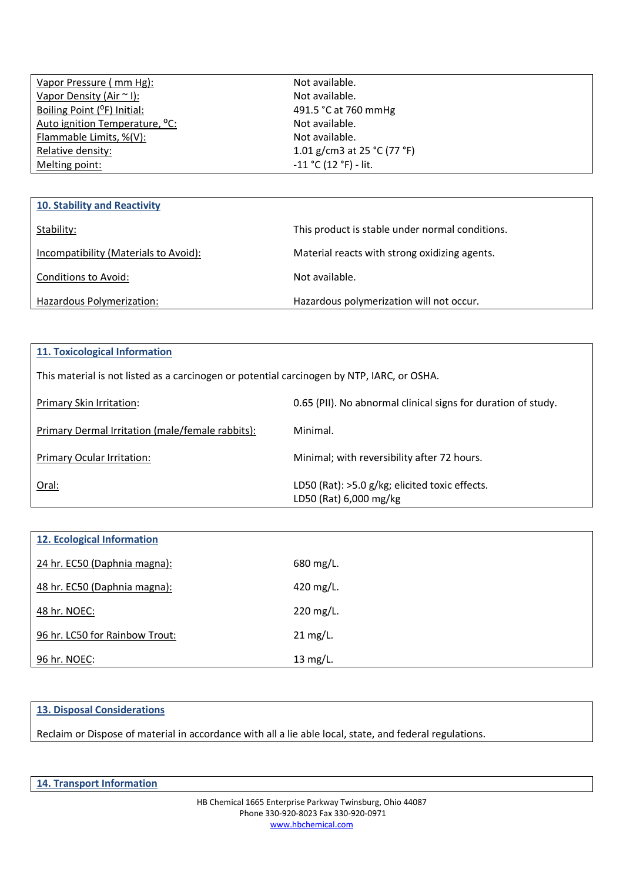| Vapor Pressure ( mm Hg): | Not available. |
| --- | --- |
| Vapor Density (Air ~ l): | Not available. |
| Boiling Point (ºF) Initial: | 491.5 °C at 760 mmHg |
| Auto ignition Temperature, ºC: | Not available. |
| Flammable Limits, %(V): | Not available. |
| Relative density: | 1.01 g/cm3 at 25 °C (77 °F) |
| Melting point: | -11 °C (12 °F) - lit. |

## 10. Stability and Reactivity

| Stability: | This product is stable under normal conditions. |
| --- | --- |
| Incompatibility (Materials to Avoid): | Material reacts with strong oxidizing agents. |
| Conditions to Avoid: | Not available. |
| Hazardous Polymerization: | Hazardous polymerization will not occur. |

## 11. Toxicological Information

This material is not listed as a carcinogen or potential carcinogen by NTP, IARC, or OSHA.

| Primary Skin Irritation: | 0.65 (PII). No abnormal clinical signs for duration of study. |
| --- | --- |
| Primary Dermal Irritation (male/female rabbits): | Minimal. |
| Primary Ocular Irritation: | Minimal; with reversibility after 72 hours. |
| Oral: | LD50 (Rat): >5.0 g/kg; elicited toxic effects.<br>LD50 (Rat) 6,000 mg/kg |

## 12. Ecological Information

| 24 hr. EC50 (Daphnia magna): | 680 mg/L. |
| --- | --- |
| 48 hr. EC50 (Daphnia magna): | 420 mg/L. |
| 48 hr. NOEC: | 220 mg/L. |
| 96 hr. LC50 for Rainbow Trout: | 21 mg/L. |
| 96 hr. NOEC: | 13 mg/L. |

## 13. Disposal Considerations

Reclaim or Dispose of material in accordance with all a lie able local, state, and federal regulations.

## 14. Transport Information

HB Chemical 1665 Enterprise Parkway Twinsburg, Ohio 44087
Phone 330-920-8023 Fax 330-920-0971
www.hbchemical.com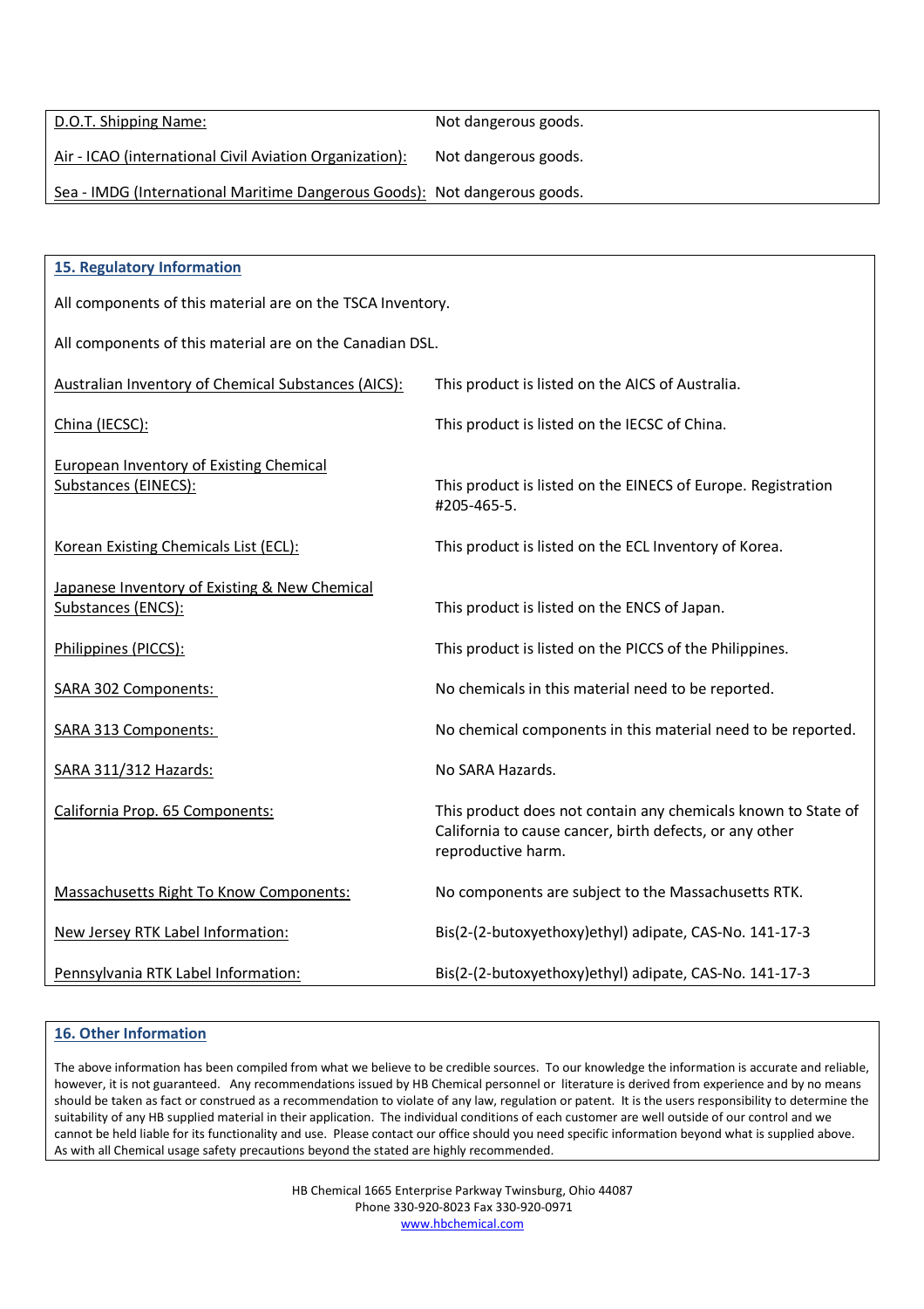| | |
|---|---|
| D.O.T. Shipping Name: | Not dangerous goods. |
| Air - ICAO (international Civil Aviation Organization): | Not dangerous goods. |
| Sea - IMDG (International Maritime Dangerous Goods): | Not dangerous goods. |

## 15. Regulatory Information

All components of this material are on the TSCA Inventory.

All components of this material are on the Canadian DSL.

| | |
|---|---|
| Australian Inventory of Chemical Substances (AICS): | This product is listed on the AICS of Australia. |
| China (IECSC): | This product is listed on the IECSC of China. |
| European Inventory of Existing Chemical Substances (EINECS): | This product is listed on the EINECS of Europe. Registration #205-465-5. |
| Korean Existing Chemicals List (ECL): | This product is listed on the ECL Inventory of Korea. |
| Japanese Inventory of Existing & New Chemical Substances (ENCS): | This product is listed on the ENCS of Japan. |
| Philippines (PICCS): | This product is listed on the PICCS of the Philippines. |
| SARA 302 Components: | No chemicals in this material need to be reported. |
| SARA 313 Components: | No chemical components in this material need to be reported. |
| SARA 311/312 Hazards: | No SARA Hazards. |
| California Prop. 65 Components: | This product does not contain any chemicals known to State of California to cause cancer, birth defects, or any other reproductive harm. |
| Massachusetts Right To Know Components: | No components are subject to the Massachusetts RTK. |
| New Jersey RTK Label Information: | Bis(2-(2-butoxyethoxy)ethyl) adipate, CAS-No. 141-17-3 |
| Pennsylvania RTK Label Information: | Bis(2-(2-butoxyethoxy)ethyl) adipate, CAS-No. 141-17-3 |

## 16. Other Information

The above information has been compiled from what we believe to be credible sources. To our knowledge the information is accurate and reliable, however, it is not guaranteed. Any recommendations issued by HB Chemical personnel or literature is derived from experience and by no means should be taken as fact or construed as a recommendation to violate of any law, regulation or patent. It is the users responsibility to determine the suitability of any HB supplied material in their application. The individual conditions of each customer are well outside of our control and we cannot be held liable for its functionality and use. Please contact our office should you need specific information beyond what is supplied above. As with all Chemical usage safety precautions beyond the stated are highly recommended.

HB Chemical 1665 Enterprise Parkway Twinsburg, Ohio 44087
Phone 330-920-8023 Fax 330-920-0971
www.hbchemical.com